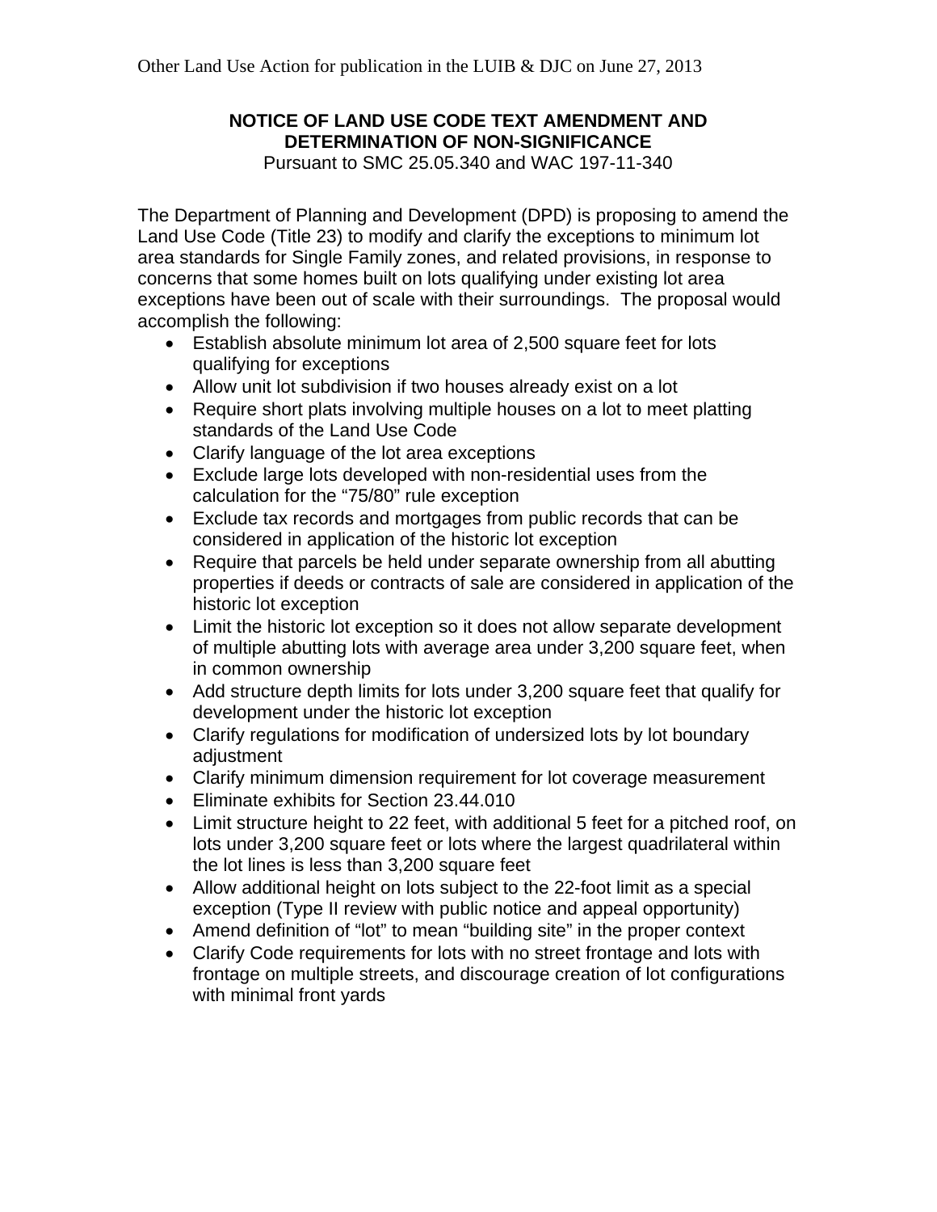Other Land Use Action for publication in the LUIB & DJC on June 27, 2013

**NOTICE OF LAND USE CODE TEXT AMENDMENT AND DETERMINATION OF NON-SIGNIFICANCE**

Pursuant to SMC 25.05.340 and WAC 197-11-340

The Department of Planning and Development (DPD) is proposing to amend the Land Use Code (Title 23) to modify and clarify the exceptions to minimum lot area standards for Single Family zones, and related provisions, in response to concerns that some homes built on lots qualifying under existing lot area exceptions have been out of scale with their surroundings. The proposal would accomplish the following:

- Establish absolute minimum lot area of 2,500 square feet for lots qualifying for exceptions
- Allow unit lot subdivision if two houses already exist on a lot
- Require short plats involving multiple houses on a lot to meet platting standards of the Land Use Code
- Clarify language of the lot area exceptions
- Exclude large lots developed with non-residential uses from the calculation for the "75/80" rule exception
- Exclude tax records and mortgages from public records that can be considered in application of the historic lot exception
- Require that parcels be held under separate ownership from all abutting properties if deeds or contracts of sale are considered in application of the historic lot exception
- Limit the historic lot exception so it does not allow separate development of multiple abutting lots with average area under 3,200 square feet, when in common ownership
- Add structure depth limits for lots under 3,200 square feet that qualify for development under the historic lot exception
- Clarify regulations for modification of undersized lots by lot boundary adjustment
- Clarify minimum dimension requirement for lot coverage measurement
- Eliminate exhibits for Section 23.44.010
- Limit structure height to 22 feet, with additional 5 feet for a pitched roof, on lots under 3,200 square feet or lots where the largest quadrilateral within the lot lines is less than 3,200 square feet
- Allow additional height on lots subject to the 22-foot limit as a special exception (Type II review with public notice and appeal opportunity)
- Amend definition of "lot" to mean "building site" in the proper context
- Clarify Code requirements for lots with no street frontage and lots with frontage on multiple streets, and discourage creation of lot configurations with minimal front yards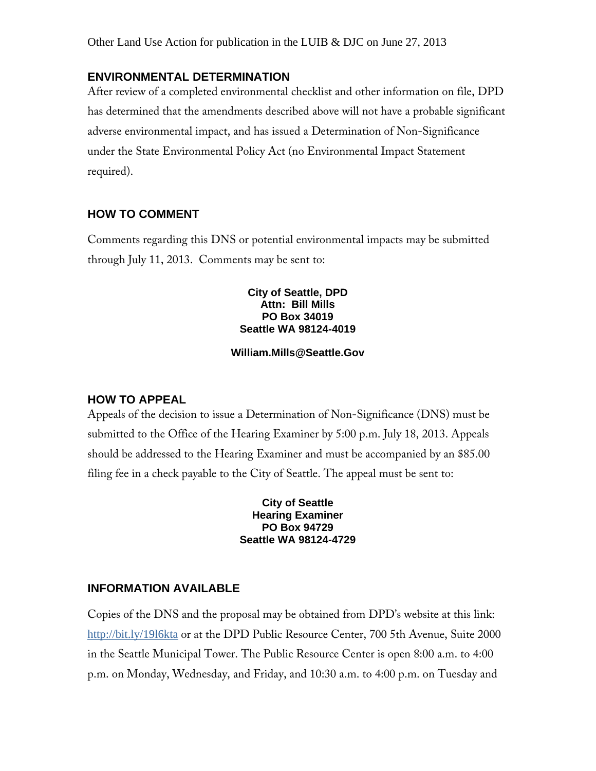Other Land Use Action for publication in the LUIB & DJC on June 27, 2013

## ENVIRONMENTAL DETERMINATION

After review of a completed environmental checklist and other information on file, DPD has determined that the amendments described above will not have a probable significant adverse environmental impact, and has issued a Determination of Non-Significance under the State Environmental Policy Act (no Environmental Impact Statement required).

## HOW TO COMMENT

Comments regarding this DNS or potential environmental impacts may be submitted through July 11, 2013. Comments may be sent to:

**City of Seattle, DPD**
**Attn: Bill Mills**
**PO Box 34019**
**Seattle WA 98124-4019**

**William.Mills@Seattle.Gov**

## HOW TO APPEAL

Appeals of the decision to issue a Determination of Non-Significance (DNS) must be submitted to the Office of the Hearing Examiner by 5:00 p.m. July 18, 2013. Appeals should be addressed to the Hearing Examiner and must be accompanied by an $85.00 filing fee in a check payable to the City of Seattle. The appeal must be sent to:

**City of Seattle**
**Hearing Examiner**
**PO Box 94729**
**Seattle WA 98124-4729**

## INFORMATION AVAILABLE

Copies of the DNS and the proposal may be obtained from DPD's website at this link: http://bit.ly/19l6kta or at the DPD Public Resource Center, 700 5th Avenue, Suite 2000 in the Seattle Municipal Tower. The Public Resource Center is open 8:00 a.m. to 4:00 p.m. on Monday, Wednesday, and Friday, and 10:30 a.m. to 4:00 p.m. on Tuesday and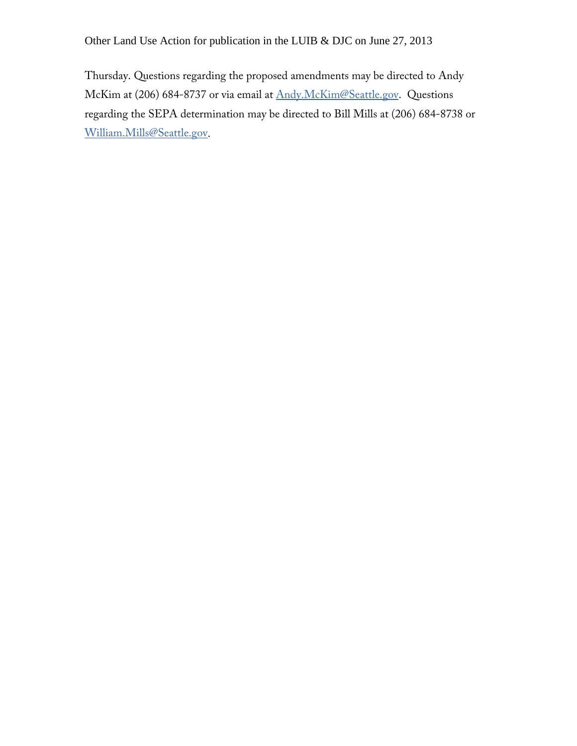Thursday. Questions regarding the proposed amendments may be directed to Andy McKim at (206) 684-8737 or via email at Andy.McKim@Seattle.gov. Questions regarding the SEPA determination may be directed to Bill Mills at (206) 684-8738 or William.Mills@Seattle.gov.